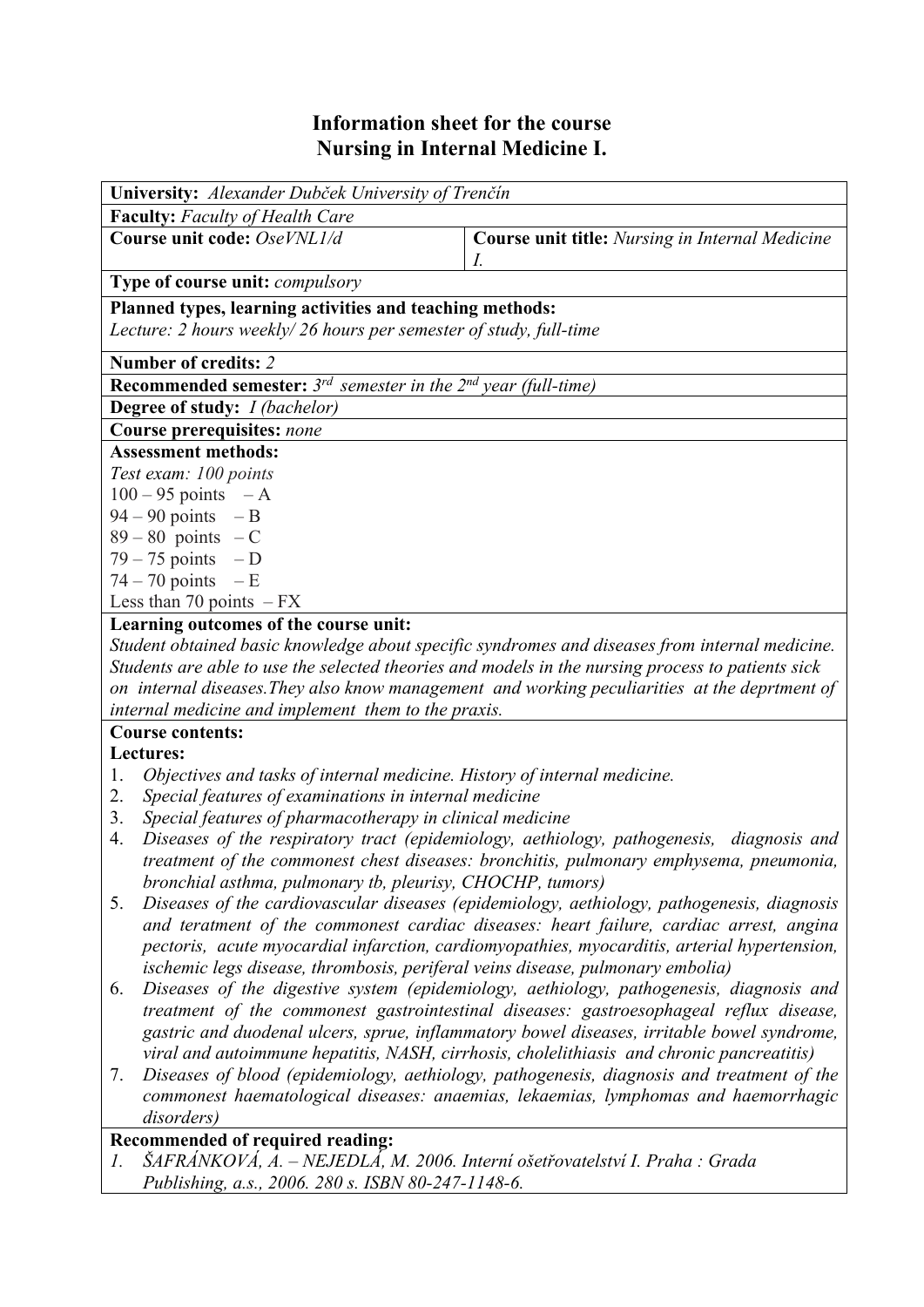# Information sheet for the course
# Nursing in Internal Medicine I.

**University:** *Alexander Dubček University of Trenčín*

**Faculty:** *Faculty of Health Care*

| **Course unit code:** *OseVNL1/d* | **Course unit title:** *Nursing in Internal Medicine I.* |
|---|---|

**Type of course unit:** *compulsory*

**Planned types, learning activities and teaching methods:**
*Lecture: 2 hours weekly/ 26 hours per semester of study, full-time*

**Number of credits:** *2*

**Recommended semester:** *3rd semester in the 2nd year (full-time)*

**Degree of study:** *I (bachelor)*

**Course prerequisites:** *none*

**Assessment methods:**
*Test exam: 100 points*
100 – 95 points – A
94 – 90 points – B
89 – 80 points – C
79 – 75 points – D
74 – 70 points – E
Less than 70 points – FX

**Learning outcomes of the course unit:**
*Student obtained basic knowledge about specific syndromes and diseases from internal medicine. Students are able to use the selected theories and models in the nursing process to patients sick on internal diseases.They also know management and working peculiarities at the deprtment of internal medicine and implement them to the praxis.*

**Course contents:**
**Lectures:**
1. *Objectives and tasks of internal medicine. History of internal medicine.*
2. *Special features of examinations in internal medicine*
3. *Special features of pharmacotherapy in clinical medicine*
4. *Diseases of the respiratory tract (epidemiology, aethiology, pathogenesis, diagnosis and treatment of the commonest chest diseases: bronchitis, pulmonary emphysema, pneumonia, bronchial asthma, pulmonary tb, pleurisy, CHOCHP, tumors)*
5. *Diseases of the cardiovascular diseases (epidemiology, aethiology, pathogenesis, diagnosis and teratment of the commonest cardiac diseases: heart failure, cardiac arrest, angina pectoris, acute myocardial infarction, cardiomyopathies, myocarditis, arterial hypertension, ischemic legs disease, thrombosis, periferal veins disease, pulmonary embolia)*
6. *Diseases of the digestive system (epidemiology, aethiology, pathogenesis, diagnosis and treatment of the commonest gastrointestinal diseases: gastroesophageal reflux disease, gastric and duodenal ulcers, sprue, inflammatory bowel diseases, irritable bowel syndrome, viral and autoimmune hepatitis, NASH, cirrhosis, cholelithiasis and chronic pancreatitis)*
7. *Diseases of blood (epidemiology, aethiology, pathogenesis, diagnosis and treatment of the commonest haematological diseases: anaemias, lekaemias, lymphomas and haemorrhagic disorders)*

**Recommended of required reading:**
1. *ŠAFRÁNKOVÁ, A. – NEJEDLÁ, M. 2006. Interní ošetřovatelství I. Praha : Grada Publishing, a.s., 2006. 280 s. ISBN 80-247-1148-6.*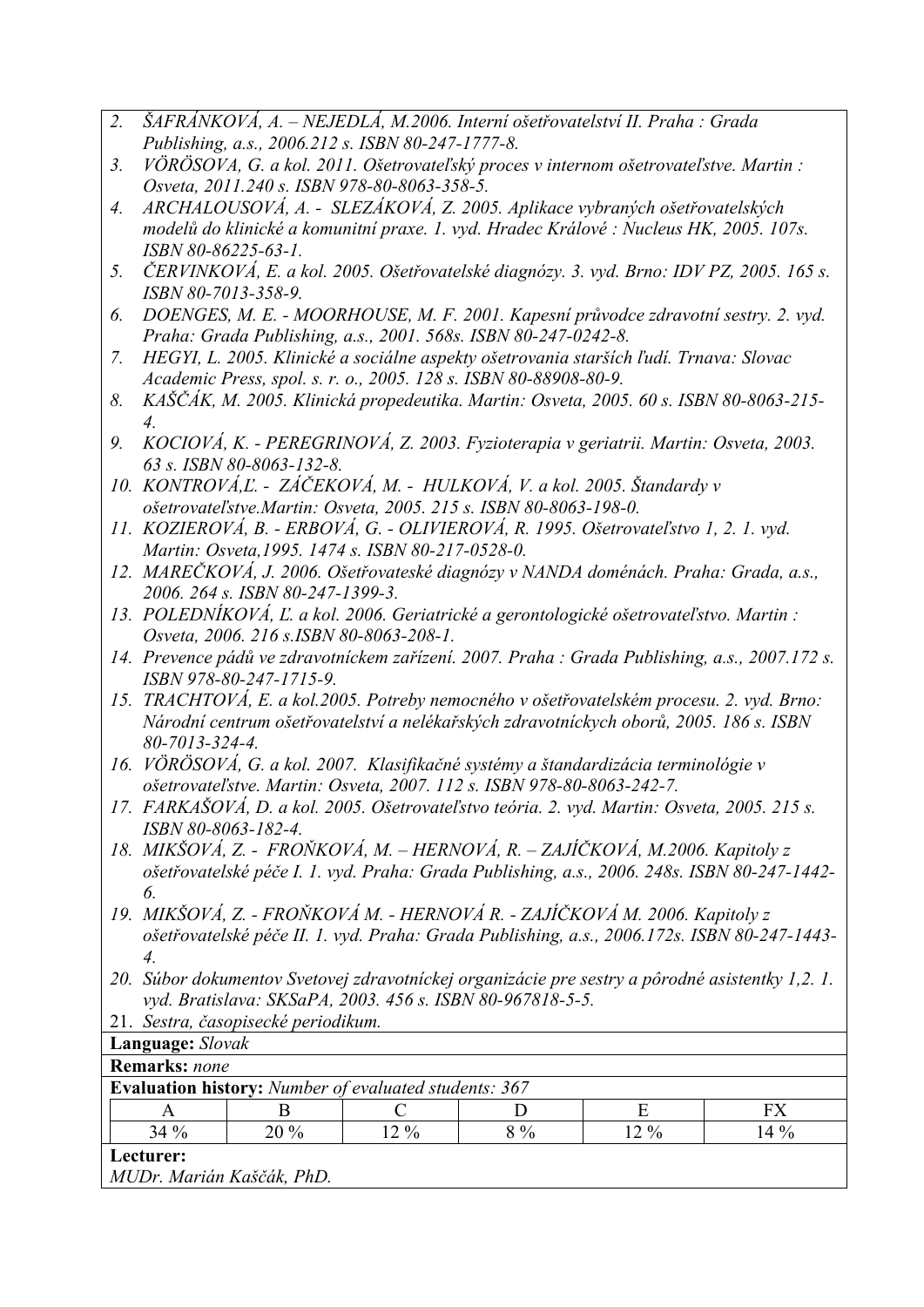2. *ŠAFRÁNKOVÁ, A. – NEJEDLÁ, M.2006. Interní ošetřovatelství II. Praha : Grada Publishing, a.s., 2006.212 s. ISBN 80-247-1777-8.*
3. *VÖRÖSOVA, G. a kol. 2011. Ošetrovateľský proces v internom ošetrovateľstve. Martin : Osveta, 2011.240 s. ISBN 978-80-8063-358-5.*
4. *ARCHALOUSOVÁ, A. - SLEZÁKOVÁ, Z. 2005. Aplikace vybraných ošetřovatelských modelů do klinické a komunitní praxe. 1. vyd. Hradec Králové : Nucleus HK, 2005. 107s. ISBN 80-86225-63-1.*
5. *ČERVINKOVÁ, E. a kol. 2005. Ošetřovatelské diagnózy. 3. vyd. Brno: IDV PZ, 2005. 165 s. ISBN 80-7013-358-9.*
6. *DOENGES, M. E. - MOORHOUSE, M. F. 2001. Kapesní průvodce zdravotní sestry. 2. vyd. Praha: Grada Publishing, a.s., 2001. 568s. ISBN 80-247-0242-8.*
7. *HEGYI, L. 2005. Klinické a sociálne aspekty ošetrovania starších ľudí. Trnava: Slovac Academic Press, spol. s. r. o., 2005. 128 s. ISBN 80-88908-80-9.*
8. *KAŠČÁK, M. 2005. Klinická propedeutika. Martin: Osveta, 2005. 60 s. ISBN 80-8063-215-4.*
9. *KOCIOVÁ, K. - PEREGRINOVÁ, Z. 2003. Fyzioterapia v geriatrii. Martin: Osveta, 2003. 63 s. ISBN 80-8063-132-8.*
10. *KONTROVÁ,Ľ. - ZÁČEKOVÁ, M. - HULKOVÁ, V. a kol. 2005. Štandardy v ošetrovateľstve.Martin: Osveta, 2005. 215 s. ISBN 80-8063-198-0.*
11. *KOZIEROVÁ, B. - ERBOVÁ, G. - OLIVIEROVÁ, R. 1995. Ošetrovateľstvo 1, 2. 1. vyd. Martin: Osveta,1995. 1474 s. ISBN 80-217-0528-0.*
12. *MAREČKOVÁ, J. 2006. Ošetřovateské diagnózy v NANDA doménách. Praha: Grada, a.s., 2006. 264 s. ISBN 80-247-1399-3.*
13. *POLEDNÍKOVÁ, Ľ. a kol. 2006. Geriatrické a gerontologické ošetrovateľstvo. Martin : Osveta, 2006. 216 s.ISBN 80-8063-208-1.*
14. *Prevence pádů ve zdravotnickem zařízení. 2007. Praha : Grada Publishing, a.s., 2007.172 s. ISBN 978-80-247-1715-9.*
15. *TRACHTOVÁ, E. a kol.2005. Potreby nemocného v ošetřovatelském procesu. 2. vyd. Brno: Národní centrum ošetřovatelství a nelékařských zdravotníckych oborů, 2005. 186 s. ISBN 80-7013-324-4.*
16. *VÖRÖSOVÁ, G. a kol. 2007. Klasifikačné systémy a štandardizácia terminológie v ošetrovateľstve. Martin: Osveta, 2007. 112 s. ISBN 978-80-8063-242-7.*
17. *FARKAŠOVÁ, D. a kol. 2005. Ošetrovateľstvo teória. 2. vyd. Martin: Osveta, 2005. 215 s. ISBN 80-8063-182-4.*
18. *MIKŠOVÁ, Z. - FROŇKOVÁ, M. – HERNOVÁ, R. – ZAJÍČKOVÁ, M.2006. Kapitoly z ošetřovatelské péče I. 1. vyd. Praha: Grada Publishing, a.s., 2006. 248s. ISBN 80-247-1442-6.*
19. *MIKŠOVÁ, Z. - FROŇKOVÁ M. - HERNOVÁ R. - ZAJÍČKOVÁ M. 2006. Kapitoly z ošetřovatelské péče II. 1. vyd. Praha: Grada Publishing, a.s., 2006.172s. ISBN 80-247-1443-4.*
20. *Súbor dokumentov Svetovej zdravotníckej organizácie pre sestry a pôrodné asistentky 1,2. 1. vyd. Bratislava: SKSaPA, 2003. 456 s. ISBN 80-967818-5-5.*
21. *Sestra, časopisecké periodikum.*

**Language:** *Slovak*

**Remarks:** *none*

**Evaluation history:** *Number of evaluated students: 367*

| A | B | C | D | E | FX |
|---|---|---|---|---|---|
| 34 % | 20 % | 12 % | 8 % | 12 % | 14 % |

**Lecturer:**
*MUDr. Marián Kaščák, PhD.*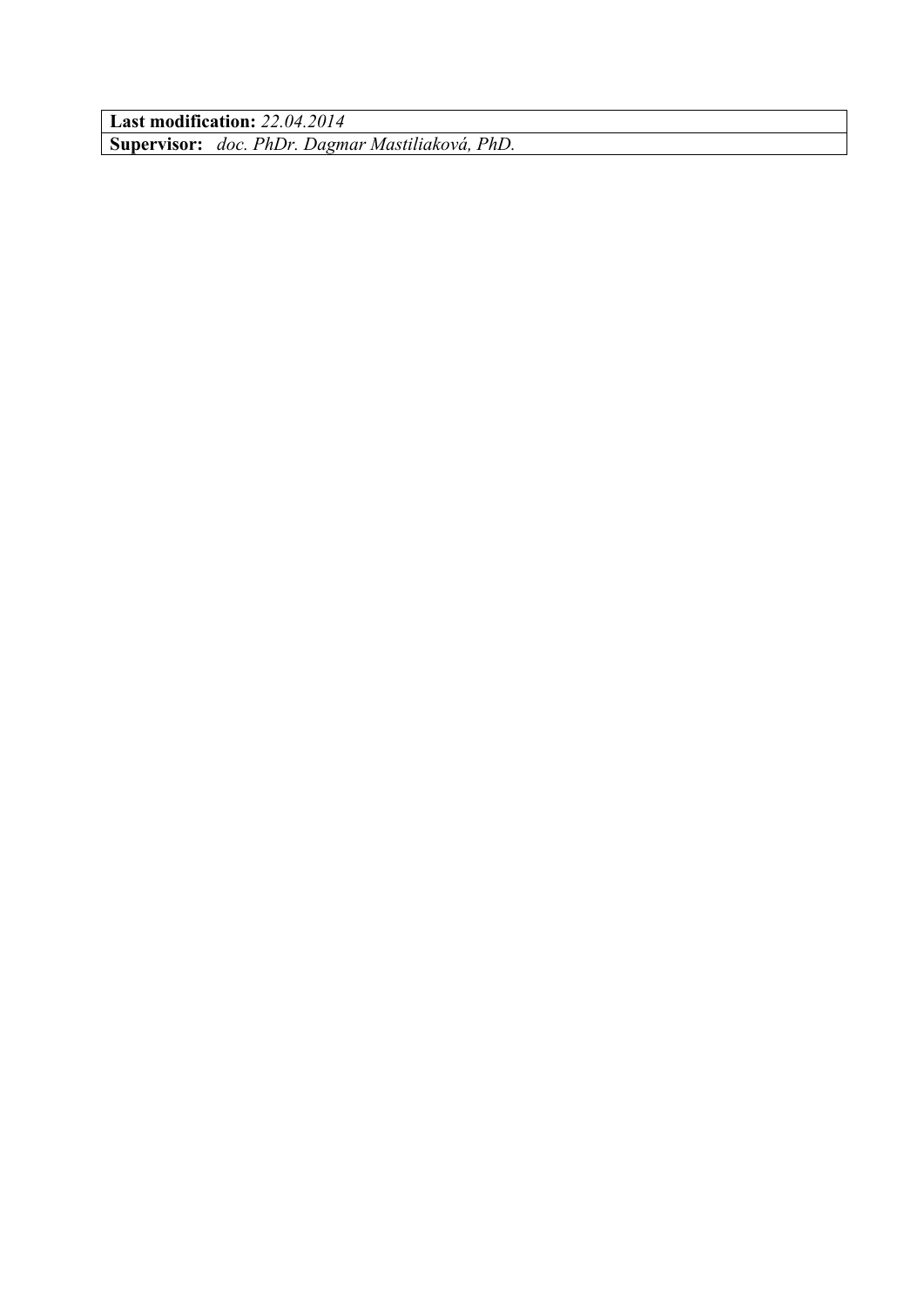| | |
|---|---|
| **Last modification:** *22.04.2014* | |
| **Supervisor:** *doc. PhDr. Dagmar Mastiliaková, PhD.* | |